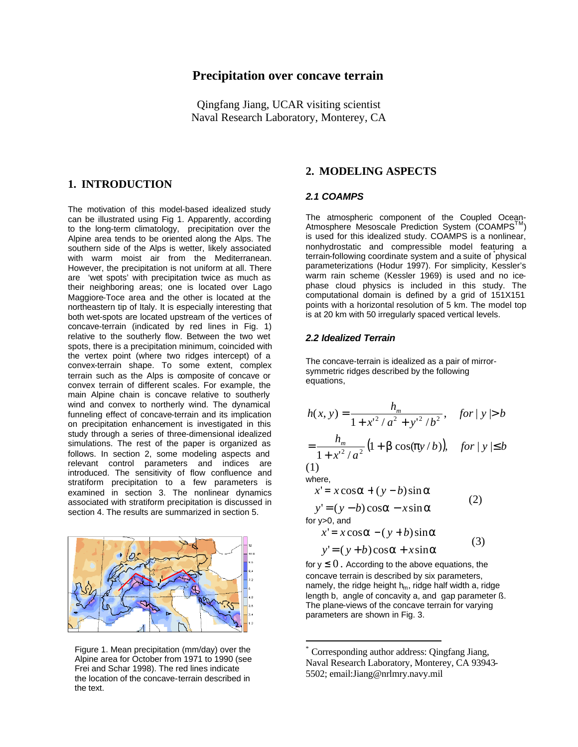# Precipitation over concave terrain

Qingfang Jiang, UCAR visiting scientist
Naval Research Laboratory, Monterey, CA

## 1. INTRODUCTION

The motivation of this model-based idealized study can be illustrated using Fig 1. Apparently, according to the long-term climatology, precipitation over the Alpine area tends to be oriented along the Alps. The southern side of the Alps is wetter, likely associated with warm moist air from the Mediterranean. However, the precipitation is not uniform at all. There are 'wet spots' with precipitation twice as much as their neighboring areas; one is located over Lago Maggiore-Toce area and the other is located at the northeastern tip of Italy. It is especially interesting that both wet-spots are located upstream of the vertices of concave-terrain (indicated by red lines in Fig. 1) relative to the southerly flow. Between the two wet spots, there is a precipitation minimum, coincided with the vertex point (where two ridges intercept) of a convex-terrain shape. To some extent, complex terrain such as the Alps is composite of concave or convex terrain of different scales. For example, the main Alpine chain is concave relative to southerly wind and convex to northerly wind. The dynamical funneling effect of concave-terrain and its implication on precipitation enhancement is investigated in this study through a series of three-dimensional idealized simulations. The rest of the paper is organized as follows. In section 2, some modeling aspects and relevant control parameters and indices are introduced. The sensitivity of flow confluence and stratiform precipitation to a few parameters is examined in section 3. The nonlinear dynamics associated with stratiform precipitation is discussed in section 4. The results are summarized in section 5.

Figure 1. Mean precipitation (mm/day) over the Alpine area for October from 1971 to 1990 (see Frei and Schar 1998). The red lines indicate the location of the concave-terrain described in the text.

## 2. MODELING ASPECTS

### *2.1 COAMPS*

The atmospheric component of the Coupled Ocean-Atmosphere Mesoscale Prediction System (COAMPS™) is used for this idealized study. COAMPS is a nonlinear, nonhydrostatic and compressible model featuring a terrain-following coordinate system and a suite of [*] physical parameterizations (Hodur 1997). For simplicity, Kessler's warm rain scheme (Kessler 1969) is used and no ice-phase cloud physics is included in this study. The computational domain is defined by a grid of 151X151 points with a horizontal resolution of 5 km. The model top is at 20 km with 50 irregularly spaced vertical levels.

### *2.2 Idealized Terrain*

The concave-terrain is idealized as a pair of mirror-symmetric ridges described by the following equations,

$$h(x,y) = \frac{h_m}{1 + x'^2/a^2 + y'^2/b^2}, \quad for\ |y| > b$$

$$= \frac{h_m}{1 + x'^2/a^2}\left(1 + \beta\cos(\pi y/b)\right), \quad for\ |y| \le b \qquad (1)$$

where,

$$x' = x\cos\alpha + (y-b)\sin\alpha$$
$$y' = (y-b)\cos\alpha - x\sin\alpha \qquad (2)$$

for y>0, and

$$x' = x\cos\alpha - (y+b)\sin\alpha$$
$$y' = (y+b)\cos\alpha + x\sin\alpha \qquad (3)$$

for $y \le 0$. According to the above equations, the concave terrain is described by six parameters, namely, the ridge height $h_m$, ridge half width a, ridge length b, angle of concavity a, and gap parameter ß. The plane-views of the concave terrain for varying parameters are shown in Fig. 3.

[*] Corresponding author address: Qingfang Jiang, Naval Research Laboratory, Monterey, CA 93943-5502; email:Jiang@nrlmry.navy.mil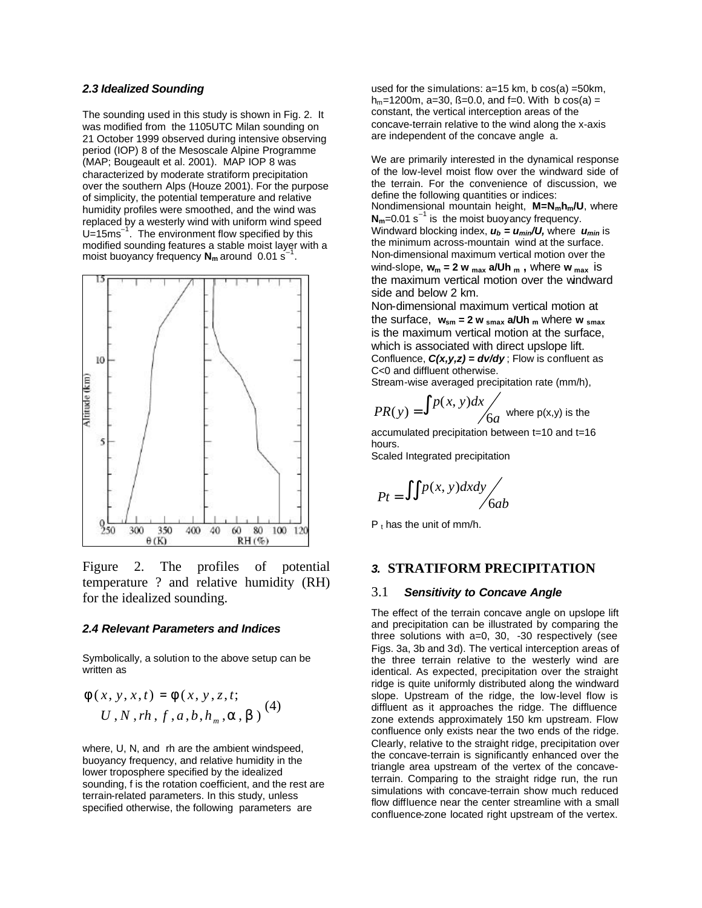### *2.3 Idealized Sounding*

The sounding used in this study is shown in Fig. 2. It was modified from the 1105UTC Milan sounding on 21 October 1999 observed during intensive observing period (IOP) 8 of the Mesoscale Alpine Programme (MAP; Bougeault et al. 2001). MAP IOP 8 was characterized by moderate stratiform precipitation over the southern Alps (Houze 2001). For the purpose of simplicity, the potential temperature and relative humidity profiles were smoothed, and the wind was replaced by a westerly wind with uniform wind speed U=15ms$^{-1}$. The environment flow specified by this modified sounding features a stable moist layer with a moist buoyancy frequency $\mathbf{N_m}$ around 0.01 s$^{-1}$.

Figure 2. The profiles of potential temperature ? and relative humidity (RH) for the idealized sounding.

### *2.4 Relevant Parameters and Indices*

Symbolically, a solution to the above setup can be written as

$$\phi(x, y, x, t) = \phi(x, y, z, t; \quad U, N, rh, f, a, b, h_m, \alpha, \beta) \quad (4)$$

where, U, N, and rh are the ambient windspeed, buoyancy frequency, and relative humidity in the lower troposphere specified by the idealized sounding, f is the rotation coefficient, and the rest are terrain-related parameters. In this study, unless specified otherwise, the following parameters are used for the simulations: a=15 km, b cos(a) =50km, $h_m$=1200m, a=30, ß=0.0, and f=0. With b cos(a) = constant, the vertical interception areas of the concave-terrain relative to the wind along the x-axis are independent of the concave angle a.

We are primarily interested in the dynamical response of the low-level moist flow over the windward side of the terrain. For the convenience of discussion, we define the following quantities or indices:

Nondimensional mountain height, $\mathbf{M=N_m h_m/U}$, where $\mathbf{N_m}$=0.01 s$^{-1}$ is the moist buoyancy frequency.

Windward blocking index, $\boldsymbol{u_b = u_{min}/U}$, where $\boldsymbol{u_{min}}$ is the minimum across-mountain wind at the surface.

Non-dimensional maximum vertical motion over the wind-slope, $\mathbf{w_m = 2\, w_{max}\, a/Uh_m}$, where $\mathbf{w_{max}}$ is the maximum vertical motion over the windward side and below 2 km.

Non-dimensional maximum vertical motion at the surface, $\mathbf{w_{sm} = 2\, w_{smax}\, a/Uh_m}$ where $\mathbf{w_{smax}}$ is the maximum vertical motion at the surface, which is associated with direct upslope lift.

Confluence, $\boldsymbol{C(x,y,z) = dv/dy}$ ; Flow is confluent as C<0 and diffluent otherwise.

Stream-wise averaged precipitation rate (mm/h),

$$PR(y) = \int p(x, y)dx \Big/ 6a$$

where p(x,y) is the accumulated precipitation between t=10 and t=16 hours.

Scaled Integrated precipitation

$$Pt = \iint p(x, y)dxdy \Big/ 6ab$$

$P_t$ has the unit of mm/h.

## *3.* STRATIFORM PRECIPITATION

### 3.1 *Sensitivity to Concave Angle*

The effect of the terrain concave angle on upslope lift and precipitation can be illustrated by comparing the three solutions with a=0, 30, -30 respectively (see Figs. 3a, 3b and 3d). The vertical interception areas of the three terrain relative to the westerly wind are identical. As expected, precipitation over the straight ridge is quite uniformly distributed along the windward slope. Upstream of the ridge, the low-level flow is diffluent as it approaches the ridge. The diffluence zone extends approximately 150 km upstream. Flow confluence only exists near the two ends of the ridge. Clearly, relative to the straight ridge, precipitation over the concave-terrain is significantly enhanced over the triangle area upstream of the vertex of the concave-terrain. Comparing to the straight ridge run, the run simulations with concave-terrain show much reduced flow diffluence near the center streamline with a small confluence-zone located right upstream of the vertex.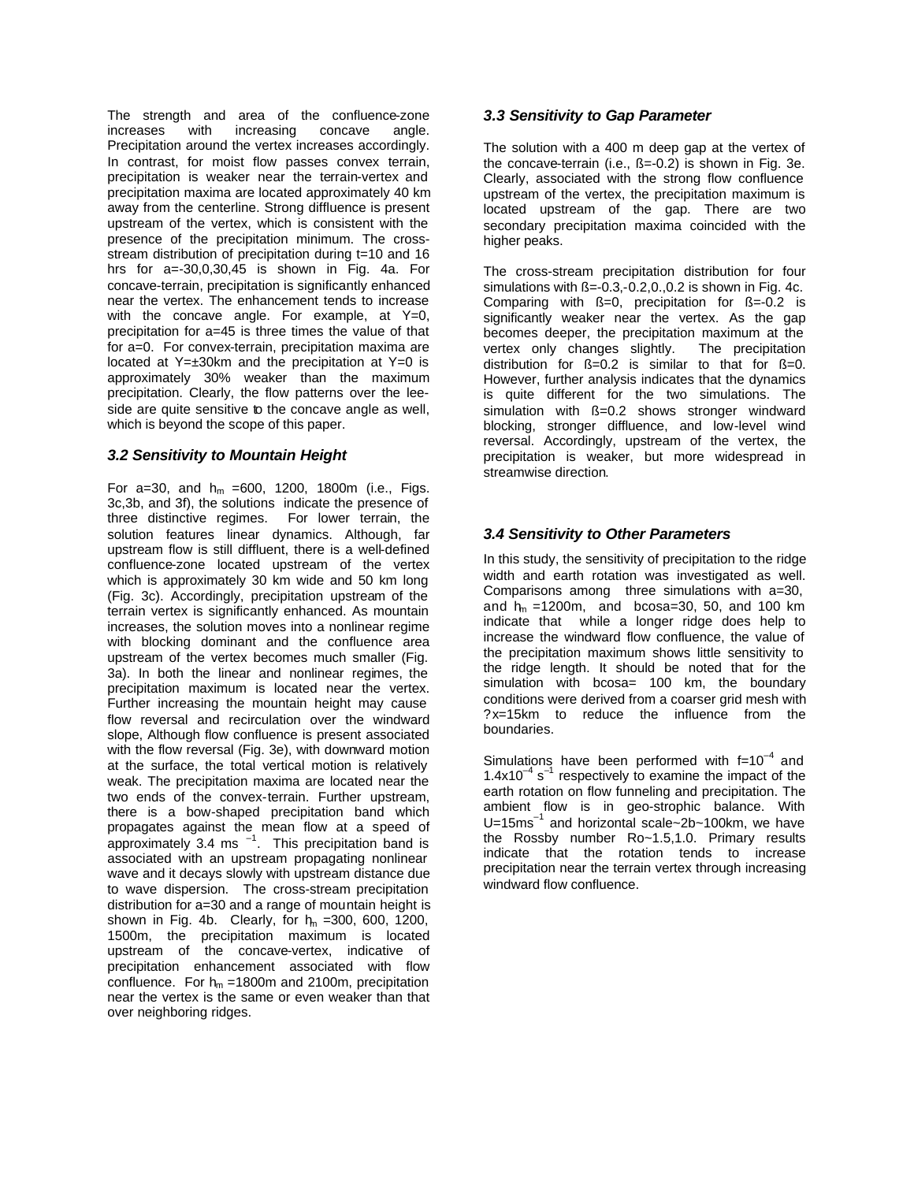The strength and area of the confluence-zone increases with increasing concave angle. Precipitation around the vertex increases accordingly. In contrast, for moist flow passes convex terrain, precipitation is weaker near the terrain-vertex and precipitation maxima are located approximately 40 km away from the centerline. Strong diffluence is present upstream of the vertex, which is consistent with the presence of the precipitation minimum. The cross-stream distribution of precipitation during t=10 and 16 hrs for a=-30,0,30,45 is shown in Fig. 4a. For concave-terrain, precipitation is significantly enhanced near the vertex. The enhancement tends to increase with the concave angle. For example, at Y=0, precipitation for a=45 is three times the value of that for a=0. For convex-terrain, precipitation maxima are located at Y=±30km and the precipitation at Y=0 is approximately 30% weaker than the maximum precipitation. Clearly, the flow patterns over the lee-side are quite sensitive to the concave angle as well, which is beyond the scope of this paper.

### *3.2 Sensitivity to Mountain Height*

For a=30, and $h_m$ =600, 1200, 1800m (i.e., Figs. 3c,3b, and 3f), the solutions indicate the presence of three distinctive regimes. For lower terrain, the solution features linear dynamics. Although, far upstream flow is still diffluent, there is a well-defined confluence-zone located upstream of the vertex which is approximately 30 km wide and 50 km long (Fig. 3c). Accordingly, precipitation upstream of the terrain vertex is significantly enhanced. As mountain increases, the solution moves into a nonlinear regime with blocking dominant and the confluence area upstream of the vertex becomes much smaller (Fig. 3a). In both the linear and nonlinear regimes, the precipitation maximum is located near the vertex. Further increasing the mountain height may cause flow reversal and recirculation over the windward slope, Although flow confluence is present associated with the flow reversal (Fig. 3e), with downward motion at the surface, the total vertical motion is relatively weak. The precipitation maxima are located near the two ends of the convex-terrain. Further upstream, there is a bow-shaped precipitation band which propagates against the mean flow at a speed of approximately 3.4 ms $^{-1}$. This precipitation band is associated with an upstream propagating nonlinear wave and it decays slowly with upstream distance due to wave dispersion. The cross-stream precipitation distribution for a=30 and a range of mountain height is shown in Fig. 4b. Clearly, for $h_m$ =300, 600, 1200, 1500m, the precipitation maximum is located upstream of the concave-vertex, indicative of precipitation enhancement associated with flow confluence. For $h_m$ =1800m and 2100m, precipitation near the vertex is the same or even weaker than that over neighboring ridges.

### *3.3 Sensitivity to Gap Parameter*

The solution with a 400 m deep gap at the vertex of the concave-terrain (i.e., ß=-0.2) is shown in Fig. 3e. Clearly, associated with the strong flow confluence upstream of the vertex, the precipitation maximum is located upstream of the gap. There are two secondary precipitation maxima coincided with the higher peaks.

The cross-stream precipitation distribution for four simulations with ß=-0.3,-0.2,0.,0.2 is shown in Fig. 4c. Comparing with ß=0, precipitation for ß=-0.2 is significantly weaker near the vertex. As the gap becomes deeper, the precipitation maximum at the vertex only changes slightly. The precipitation distribution for ß=0.2 is similar to that for ß=0. However, further analysis indicates that the dynamics is quite different for the two simulations. The simulation with ß=0.2 shows stronger windward blocking, stronger diffluence, and low-level wind reversal. Accordingly, upstream of the vertex, the precipitation is weaker, but more widespread in streamwise direction.

### *3.4 Sensitivity to Other Parameters*

In this study, the sensitivity of precipitation to the ridge width and earth rotation was investigated as well. Comparisons among three simulations with a=30, and $h_m$ =1200m, and bcosa=30, 50, and 100 km indicate that while a longer ridge does help to increase the windward flow confluence, the value of the precipitation maximum shows little sensitivity to the ridge length. It should be noted that for the simulation with bcosa= 100 km, the boundary conditions were derived from a coarser grid mesh with ?x=15km to reduce the influence from the boundaries.

Simulations have been performed with f=$10^{-4}$ and $1.4 \times 10^{-4}$ $s^{-1}$ respectively to examine the impact of the earth rotation on flow funneling and precipitation. The ambient flow is in geo-strophic balance. With U=15ms$^{-1}$ and horizontal scale~2b~100km, we have the Rossby number Ro~1.5,1.0. Primary results indicate that the rotation tends to increase precipitation near the terrain vertex through increasing windward flow confluence.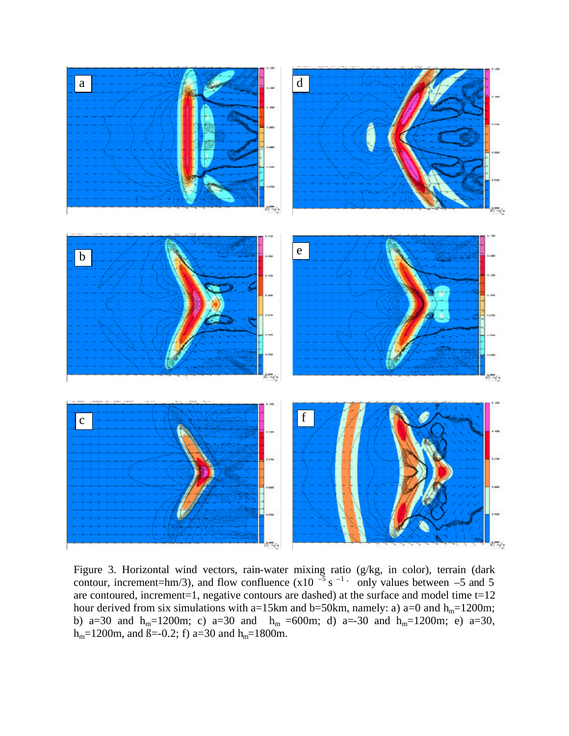Figure 3. Horizontal wind vectors, rain-water mixing ratio (g/kg, in color), terrain (dark contour, increment=hm/3), and flow confluence ($x10^{-5} s^{-1}$, only values between –5 and 5 are contoured, increment=1, negative contours are dashed) at the surface and model time t=12 hour derived from six simulations with a=15km and b=50km, namely: a) a=0 and $h_m$=1200m; b) a=30 and $h_m$=1200m; c) a=30 and $h_m$ =600m; d) a=-30 and $h_m$=1200m; e) a=30, $h_m$=1200m, and ß=-0.2; f) a=30 and $h_m$=1800m.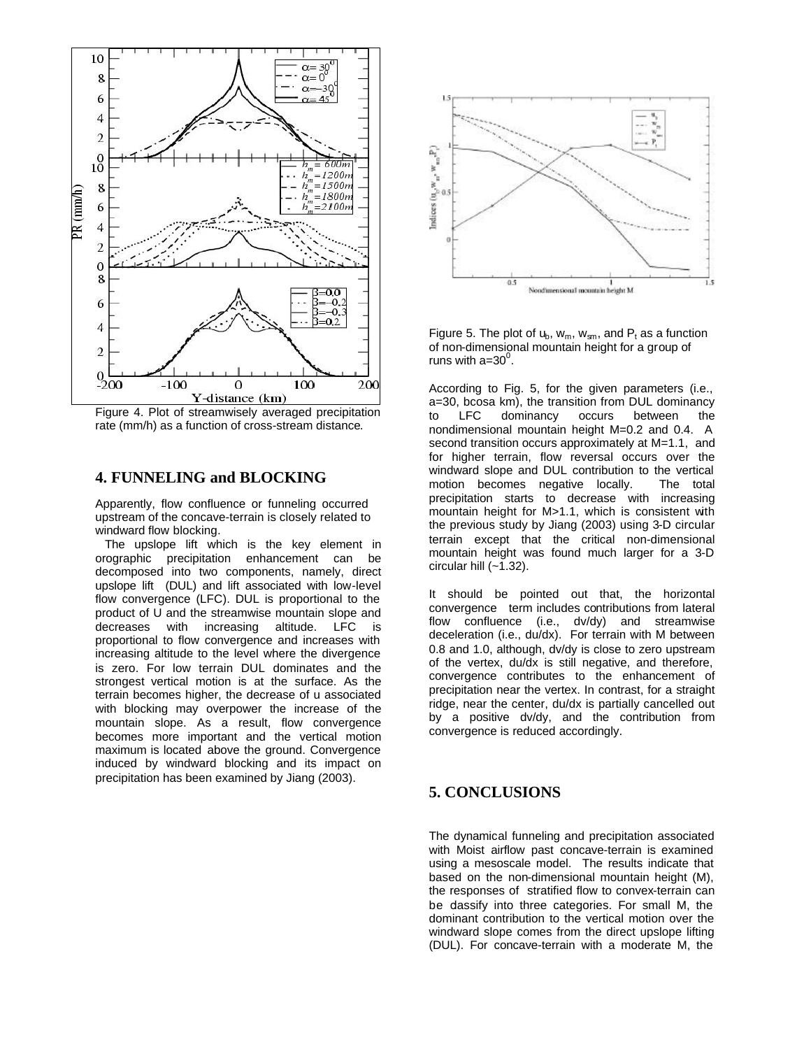Figure 4. Plot of streamwisely averaged precipitation rate (mm/h) as a function of cross-stream distance.

## 4. FUNNELING and BLOCKING

Apparently, flow confluence or funneling occurred upstream of the concave-terrain is closely related to windward flow blocking.

The upslope lift which is the key element in orographic precipitation enhancement can be decomposed into two components, namely, direct upslope lift (DUL) and lift associated with low-level flow convergence (LFC). DUL is proportional to the product of U and the streamwise mountain slope and decreases with increasing altitude. LFC is proportional to flow convergence and increases with increasing altitude to the level where the divergence is zero. For low terrain DUL dominates and the strongest vertical motion is at the surface. As the terrain becomes higher, the decrease of u associated with blocking may overpower the increase of the mountain slope. As a result, flow convergence becomes more important and the vertical motion maximum is located above the ground. Convergence induced by windward blocking and its impact on precipitation has been examined by Jiang (2003).

Figure 5. The plot of $u_b$, $w_m$, $w_{sm}$, and $P_t$ as a function of non-dimensional mountain height for a group of runs with $a=30^0$.

According to Fig. 5, for the given parameters (i.e., a=30, bcosa km), the transition from DUL dominancy to LFC dominancy occurs between the nondimensional mountain height M=0.2 and 0.4. A second transition occurs approximately at M=1.1, and for higher terrain, flow reversal occurs over the windward slope and DUL contribution to the vertical motion becomes negative locally. The total precipitation starts to decrease with increasing mountain height for M>1.1, which is consistent with the previous study by Jiang (2003) using 3-D circular terrain except that the critical non-dimensional mountain height was found much larger for a 3-D circular hill (~1.32).

It should be pointed out that, the horizontal convergence term includes contributions from lateral flow confluence (i.e., dv/dy) and streamwise deceleration (i.e., du/dx). For terrain with M between 0.8 and 1.0, although, dv/dy is close to zero upstream of the vertex, du/dx is still negative, and therefore, convergence contributes to the enhancement of precipitation near the vertex. In contrast, for a straight ridge, near the center, du/dx is partially cancelled out by a positive dv/dy, and the contribution from convergence is reduced accordingly.

## 5. CONCLUSIONS

The dynamical funneling and precipitation associated with Moist airflow past concave-terrain is examined using a mesoscale model. The results indicate that based on the non-dimensional mountain height (M), the responses of stratified flow to convex-terrain can be dassify into three categories. For small M, the dominant contribution to the vertical motion over the windward slope comes from the direct upslope lifting (DUL). For concave-terrain with a moderate M, the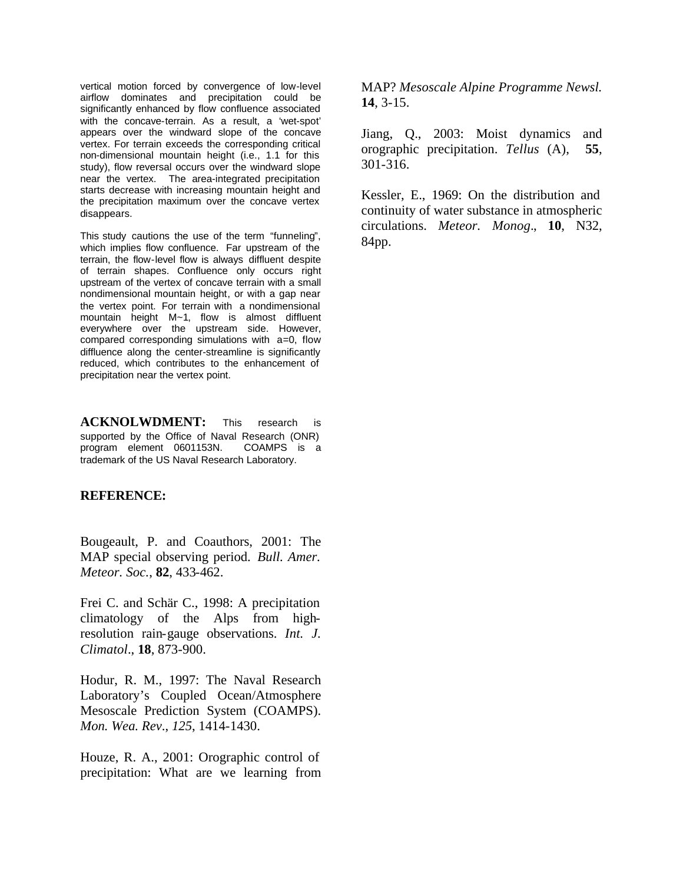vertical motion forced by convergence of low-level airflow dominates and precipitation could be significantly enhanced by flow confluence associated with the concave-terrain. As a result, a 'wet-spot' appears over the windward slope of the concave vertex. For terrain exceeds the corresponding critical non-dimensional mountain height (i.e., 1.1 for this study), flow reversal occurs over the windward slope near the vertex. The area-integrated precipitation starts decrease with increasing mountain height and the precipitation maximum over the concave vertex disappears.

This study cautions the use of the term "funneling", which implies flow confluence. Far upstream of the terrain, the flow-level flow is always diffluent despite of terrain shapes. Confluence only occurs right upstream of the vertex of concave terrain with a small nondimensional mountain height, or with a gap near the vertex point. For terrain with a nondimensional mountain height M~1, flow is almost diffluent everywhere over the upstream side. However, compared corresponding simulations with a=0, flow diffluence along the center-streamline is significantly reduced, which contributes to the enhancement of precipitation near the vertex point.

**ACKNOLWDMENT:** This research is supported by the Office of Naval Research (ONR) program element 0601153N. COAMPS is a trademark of the US Naval Research Laboratory.

## REFERENCE:

Bougeault, P. and Coauthors, 2001: The MAP special observing period. *Bull. Amer. Meteor. Soc.*, **82**, 433-462.

Frei C. and Schär C., 1998: A precipitation climatology of the Alps from high-resolution rain-gauge observations. *Int. J. Climatol*., **18**, 873-900.

Hodur, R. M., 1997: The Naval Research Laboratory's Coupled Ocean/Atmosphere Mesoscale Prediction System (COAMPS). *Mon. Wea. Rev*., *125*, 1414-1430.

Houze, R. A., 2001: Orographic control of precipitation: What are we learning from MAP? *Mesoscale Alpine Programme Newsl.* **14**, 3-15.

Jiang, Q., 2003: Moist dynamics and orographic precipitation. *Tellus* (A), **55**, 301-316.

Kessler, E., 1969: On the distribution and continuity of water substance in atmospheric circulations. *Meteor. Monog*., **10**, N32, 84pp.